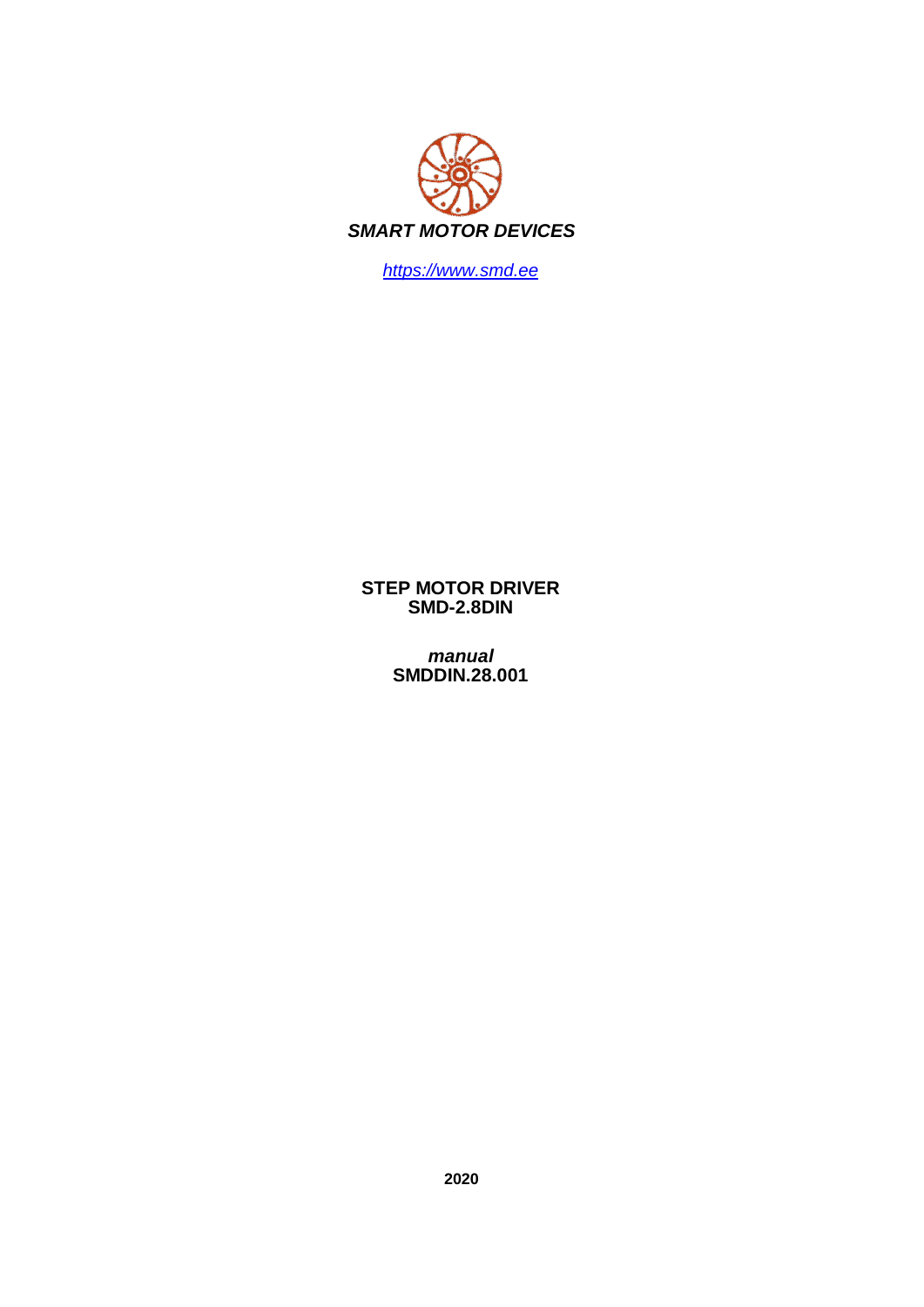***SMART MOTOR DEVICES***

*https://www.smd.ee*

**STEP MOTOR DRIVER**
**SMD-2.8DIN**

***manual***
**SMDDIN.28.001**

**2020**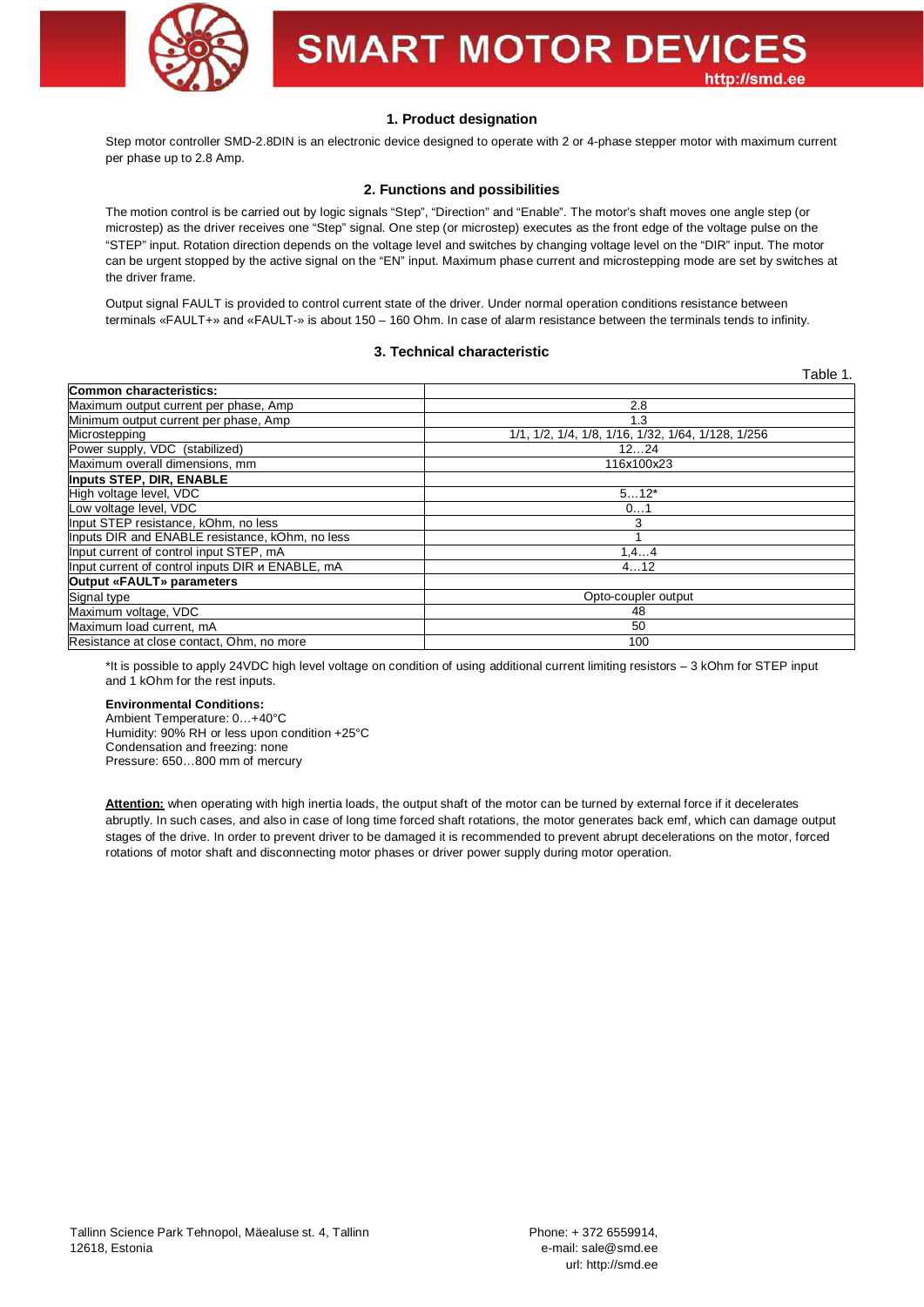## 1. Product designation

Step motor controller SMD-2.8DIN is an electronic device designed to operate with 2 or 4-phase stepper motor with maximum current per phase up to 2.8 Amp.

## 2. Functions and possibilities

The motion control is be carried out by logic signals "Step", "Direction" and "Enable". The motor's shaft moves one angle step (or microstep) as the driver receives one "Step" signal. One step (or microstep) executes as the front edge of the voltage pulse on the "STEP" input. Rotation direction depends on the voltage level and switches by changing voltage level on the "DIR" input. The motor can be urgent stopped by the active signal on the "EN" input. Maximum phase current and microstepping mode are set by switches at the driver frame.

Output signal FAULT is provided to control current state of the driver. Under normal operation conditions resistance between terminals «FAULT+» and «FAULT-» is about 150 – 160 Ohm. In case of alarm resistance between the terminals tends to infinity.

## 3. Technical characteristic

Table 1.

| **Common characteristics:** | |
|---|---|
| Maximum output current per phase, Amp | 2.8 |
| Minimum output current per phase, Amp | 1.3 |
| Microstepping | 1/1, 1/2, 1/4, 1/8, 1/16, 1/32, 1/64, 1/128, 1/256 |
| Power supply, VDC (stabilized) | 12…24 |
| Maximum overall dimensions, mm | 116x100x23 |
| **Inputs STEP, DIR, ENABLE** | |
| High voltage level, VDC | 5…12* |
| Low voltage level, VDC | 0…1 |
| Input STEP resistance, kOhm, no less | 3 |
| Inputs DIR and ENABLE resistance, kOhm, no less | 1 |
| Input current of control input STEP, mA | 1,4…4 |
| Input current of control inputs DIR и ENABLE, mA | 4…12 |
| **Output «FAULT» parameters** | |
| Signal type | Opto-coupler output |
| Maximum voltage, VDC | 48 |
| Maximum load current, mA | 50 |
| Resistance at close contact, Ohm, no more | 100 |

*It is possible to apply 24VDC high level voltage on condition of using additional current limiting resistors – 3 kOhm for STEP input and 1 kOhm for the rest inputs.

**Environmental Conditions:**
Ambient Temperature: 0…+40°C
Humidity: 90% RH or less upon condition +25°C
Condensation and freezing: none
Pressure: 650…800 mm of mercury

**Attention:** when operating with high inertia loads, the output shaft of the motor can be turned by external force if it decelerates abruptly. In such cases, and also in case of long time forced shaft rotations, the motor generates back emf, which can damage output stages of the drive. In order to prevent driver to be damaged it is recommended to prevent abrupt decelerations on the motor, forced rotations of motor shaft and disconnecting motor phases or driver power supply during motor operation.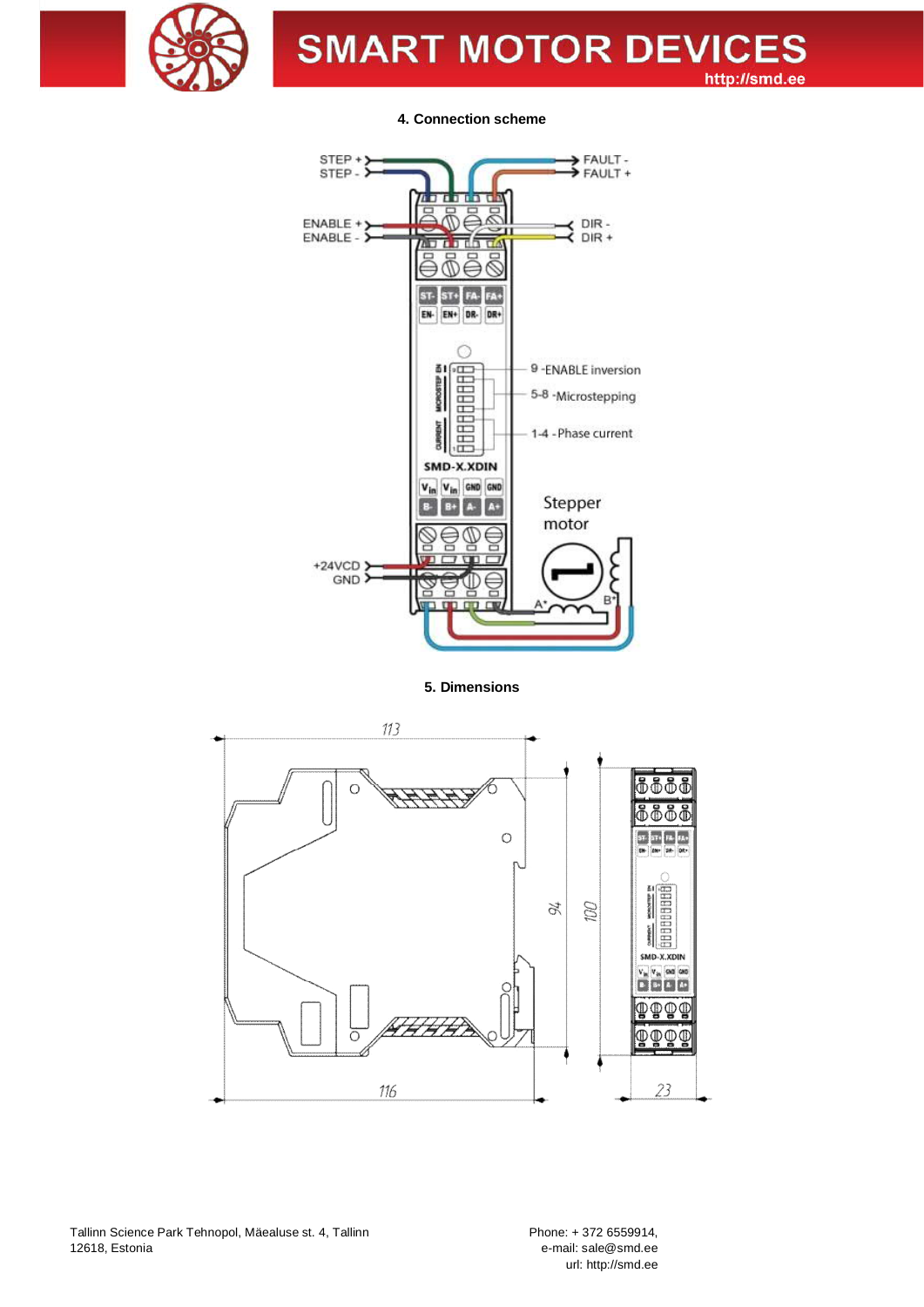## 4. Connection scheme

STEP +
STEP -
FAULT -
FAULT +
ENABLE +
ENABLE -
DIR -
DIR +

ST- ST+ FA- FA+
EN- EN+ DR- DR+

9 -ENABLE inversion
5-8 -Microstepping
1-4 -Phase current

SMD-X.XDIN

Stepper motor

$V_{in}$ $V_{in}$ GND GND
B- B+ A- A+

+24VCD
GND

A*
B*

## 5. Dimensions

113
116
94
100
23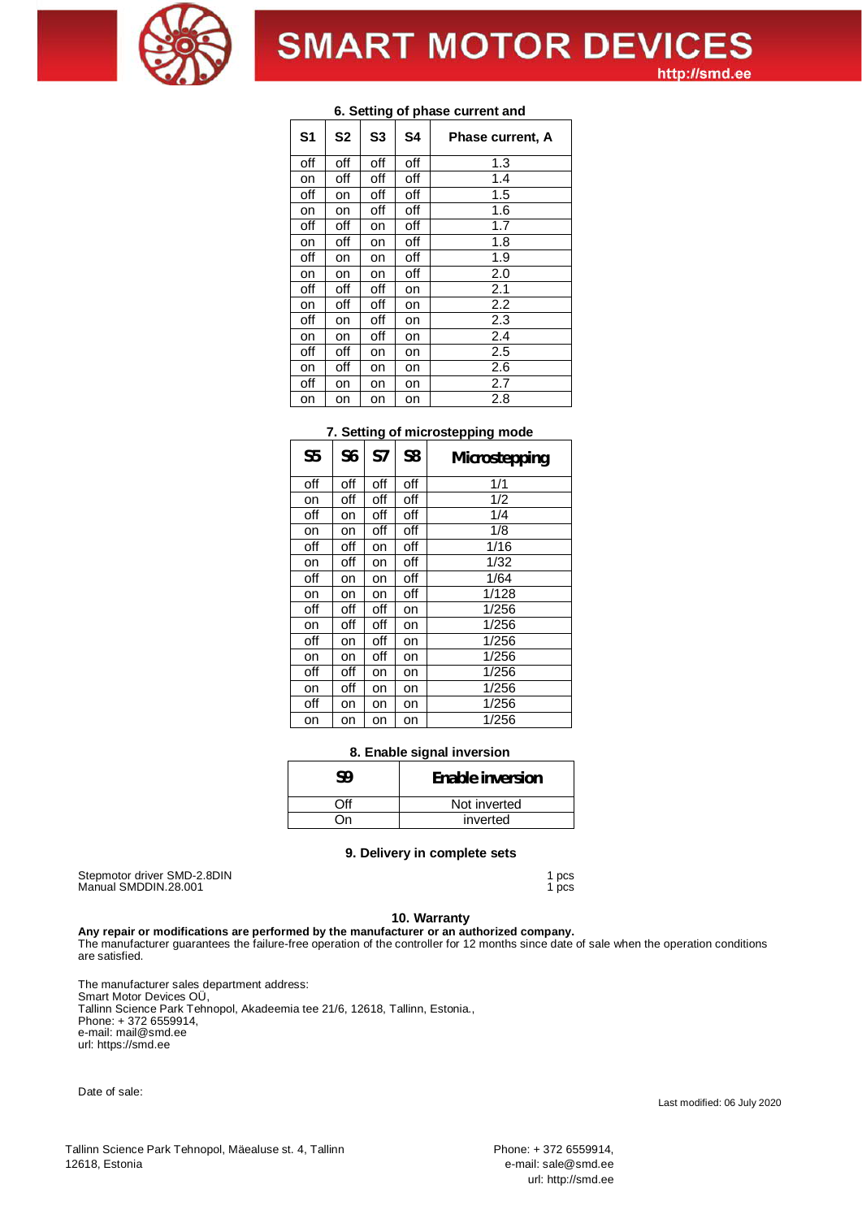### 6. Setting of phase current and

| S1 | S2 | S3 | S4 | Phase current, A |
|---|---|---|---|---|
| off | off | off | off | 1.3 |
| on | off | off | off | 1.4 |
| off | on | off | off | 1.5 |
| on | on | off | off | 1.6 |
| off | off | on | off | 1.7 |
| on | off | on | off | 1.8 |
| off | on | on | off | 1.9 |
| on | on | on | off | 2.0 |
| off | off | off | on | 2.1 |
| on | off | off | on | 2.2 |
| off | on | off | on | 2.3 |
| on | on | off | on | 2.4 |
| off | off | on | on | 2.5 |
| on | off | on | on | 2.6 |
| off | on | on | on | 2.7 |
| on | on | on | on | 2.8 |

### 7. Setting of microstepping mode

| S5 | S6 | S7 | S8 | Microstepping |
|---|---|---|---|---|
| off | off | off | off | 1/1 |
| on | off | off | off | 1/2 |
| off | on | off | off | 1/4 |
| on | on | off | off | 1/8 |
| off | off | on | off | 1/16 |
| on | off | on | off | 1/32 |
| off | on | on | off | 1/64 |
| on | on | on | off | 1/128 |
| off | off | off | on | 1/256 |
| on | off | off | on | 1/256 |
| off | on | off | on | 1/256 |
| on | on | off | on | 1/256 |
| off | off | on | on | 1/256 |
| on | off | on | on | 1/256 |
| off | on | on | on | 1/256 |
| on | on | on | on | 1/256 |

### 8. Enable signal inversion

| S9 | Enable inversion |
|---|---|
| Off | Not inverted |
| On | inverted |

### 9. Delivery in complete sets

| | |
|---|---|
| Stepmotor driver SMD-2.8DIN | 1 pcs |
| Manual SMDDIN.28.001 | 1 pcs |

### 10. Warranty

**Any repair or modifications are performed by the manufacturer or an authorized company.**
The manufacturer guarantees the failure-free operation of the controller for 12 months since date of sale when the operation conditions are satisfied.

The manufacturer sales department address:
Smart Motor Devices OÜ,
Tallinn Science Park Tehnopol, Akadeemia tee 21/6, 12618, Tallinn, Estonia.,
Phone: + 372 6559914,
e-mail: mail@smd.ee
url: https://smd.ee

Date of sale:

Last modified: 06 July 2020